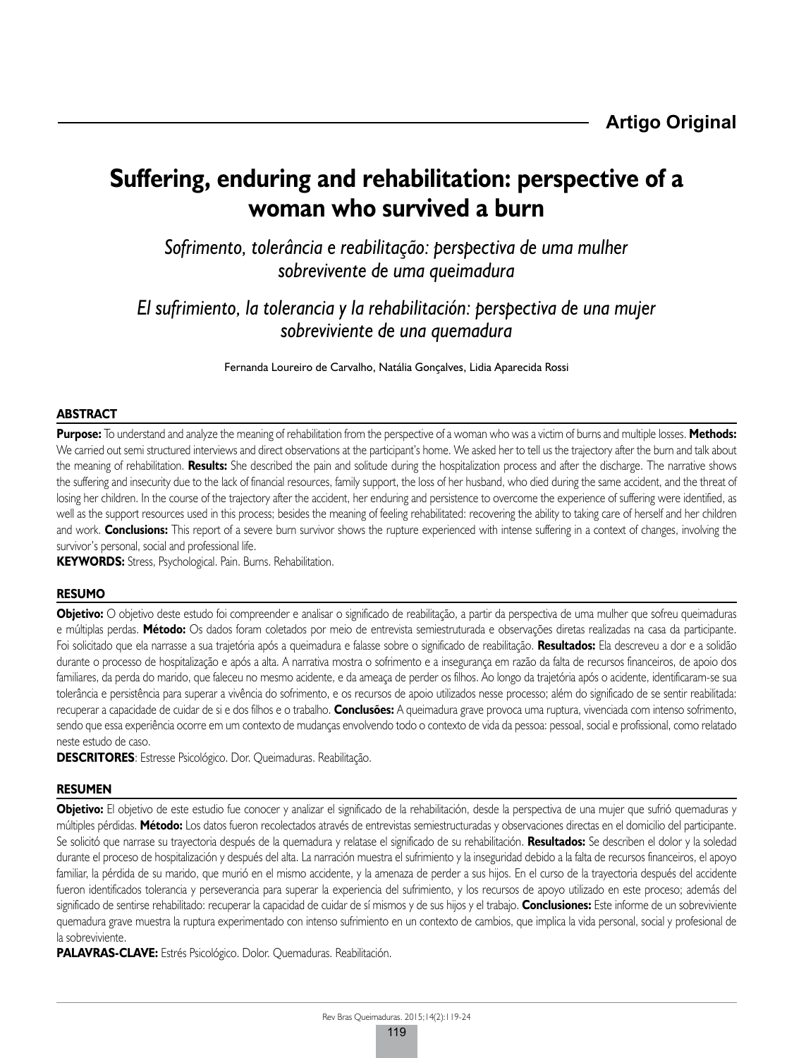Artigo Original

# Suffering, enduring and rehabilitation: perspective of a woman who survived a burn

## *Sofrimento, tolerância e reabilitação: perspectiva de uma mulher sobrevivente de uma queimadura*

## *El sufrimiento, la tolerancia y la rehabilitación: perspectiva de una mujer sobreviviente de una quemadura*

Fernanda Loureiro de Carvalho, Natália Gonçalves, Lidia Aparecida Rossi

### ABSTRACT

**Purpose:** To understand and analyze the meaning of rehabilitation from the perspective of a woman who was a victim of burns and multiple losses. **Methods:** We carried out semi structured interviews and direct observations at the participant's home. We asked her to tell us the trajectory after the burn and talk about the meaning of rehabilitation. **Results:** She described the pain and solitude during the hospitalization process and after the discharge. The narrative shows the suffering and insecurity due to the lack of financial resources, family support, the loss of her husband, who died during the same accident, and the threat of losing her children. In the course of the trajectory after the accident, her enduring and persistence to overcome the experience of suffering were identified, as well as the support resources used in this process; besides the meaning of feeling rehabilitated: recovering the ability to taking care of herself and her children and work. **Conclusions:** This report of a severe burn survivor shows the rupture experienced with intense suffering in a context of changes, involving the survivor's personal, social and professional life.

**KEYWORDS:** Stress, Psychological. Pain. Burns. Rehabilitation.

### RESUMO

**Objetivo:** O objetivo deste estudo foi compreender e analisar o significado de reabilitação, a partir da perspectiva de uma mulher que sofreu queimaduras e múltiplas perdas. **Método:** Os dados foram coletados por meio de entrevista semiestruturada e observações diretas realizadas na casa da participante. Foi solicitado que ela narrasse a sua trajetória após a queimadura e falasse sobre o significado de reabilitação. **Resultados:** Ela descreveu a dor e a solidão durante o processo de hospitalização e após a alta. A narrativa mostra o sofrimento e a insegurança em razão da falta de recursos financeiros, de apoio dos familiares, da perda do marido, que faleceu no mesmo acidente, e da ameaça de perder os filhos. Ao longo da trajetória após o acidente, identificaram-se sua tolerância e persistência para superar a vivência do sofrimento, e os recursos de apoio utilizados nesse processo; além do significado de se sentir reabilitada: recuperar a capacidade de cuidar de si e dos filhos e o trabalho. **Conclusões:** A queimadura grave provoca uma ruptura, vivenciada com intenso sofrimento, sendo que essa experiência ocorre em um contexto de mudanças envolvendo todo o contexto de vida da pessoa: pessoal, social e profissional, como relatado neste estudo de caso.

**DESCRITORES**: Estresse Psicológico. Dor. Queimaduras. Reabilitação.

### RESUMEN

**Objetivo:** El objetivo de este estudio fue conocer y analizar el significado de la rehabilitación, desde la perspectiva de una mujer que sufrió quemaduras y múltiples pérdidas. **Método:** Los datos fueron recolectados através de entrevistas semiestructuradas y observaciones directas en el domicilio del participante. Se solicitó que narrase su trayectoria después de la quemadura y relatase el significado de su rehabilitación. **Resultados:** Se describen el dolor y la soledad durante el proceso de hospitalización y después del alta. La narración muestra el sufrimiento y la inseguridad debido a la falta de recursos financeiros, el apoyo familiar, la pérdida de su marido, que murió en el mismo accidente, y la amenaza de perder a sus hijos. En el curso de la trayectoria después del accidente fueron identificados tolerancia y perseverancia para superar la experiencia del sufrimiento, y los recursos de apoyo utilizado en este proceso; además del significado de sentirse rehabilitado: recuperar la capacidad de cuidar de sí mismos y de sus hijos y el trabajo. **Conclusiones:** Este informe de un sobreviviente quemadura grave muestra la ruptura experimentado con intenso sufrimiento en un contexto de cambios, que implica la vida personal, social y profesional de la sobreviviente.

**PALAVRAS-CLAVE:** Estrés Psicológico. Dolor. Quemaduras. Reabilitación.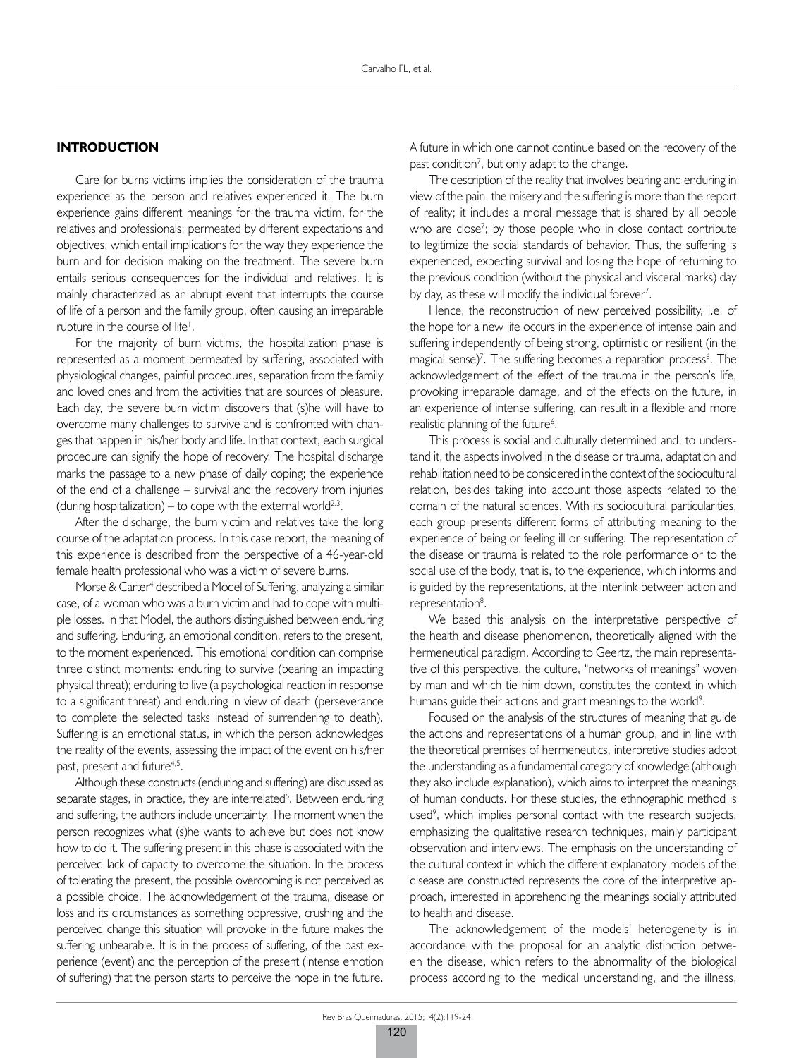## INTRODUCTION

Care for burns victims implies the consideration of the trauma experience as the person and relatives experienced it. The burn experience gains different meanings for the trauma victim, for the relatives and professionals; permeated by different expectations and objectives, which entail implications for the way they experience the burn and for decision making on the treatment. The severe burn entails serious consequences for the individual and relatives. It is mainly characterized as an abrupt event that interrupts the course of life of a person and the family group, often causing an irreparable rupture in the course of life[1].

For the majority of burn victims, the hospitalization phase is represented as a moment permeated by suffering, associated with physiological changes, painful procedures, separation from the family and loved ones and from the activities that are sources of pleasure. Each day, the severe burn victim discovers that (s)he will have to overcome many challenges to survive and is confronted with changes that happen in his/her body and life. In that context, each surgical procedure can signify the hope of recovery. The hospital discharge marks the passage to a new phase of daily coping; the experience of the end of a challenge – survival and the recovery from injuries (during hospitalization) – to cope with the external world[2,3].

After the discharge, the burn victim and relatives take the long course of the adaptation process. In this case report, the meaning of this experience is described from the perspective of a 46-year-old female health professional who was a victim of severe burns.

Morse & Carter[4] described a Model of Suffering, analyzing a similar case, of a woman who was a burn victim and had to cope with multiple losses. In that Model, the authors distinguished between enduring and suffering. Enduring, an emotional condition, refers to the present, to the moment experienced. This emotional condition can comprise three distinct moments: enduring to survive (bearing an impacting physical threat); enduring to live (a psychological reaction in response to a significant threat) and enduring in view of death (perseverance to complete the selected tasks instead of surrendering to death). Suffering is an emotional status, in which the person acknowledges the reality of the events, assessing the impact of the event on his/her past, present and future[4,5].

Although these constructs (enduring and suffering) are discussed as separate stages, in practice, they are interrelated[6]. Between enduring and suffering, the authors include uncertainty. The moment when the person recognizes what (s)he wants to achieve but does not know how to do it. The suffering present in this phase is associated with the perceived lack of capacity to overcome the situation. In the process of tolerating the present, the possible overcoming is not perceived as a possible choice. The acknowledgement of the trauma, disease or loss and its circumstances as something oppressive, crushing and the perceived change this situation will provoke in the future makes the suffering unbearable. It is in the process of suffering, of the past experience (event) and the perception of the present (intense emotion of suffering) that the person starts to perceive the hope in the future. A future in which one cannot continue based on the recovery of the past condition[7], but only adapt to the change.

The description of the reality that involves bearing and enduring in view of the pain, the misery and the suffering is more than the report of reality; it includes a moral message that is shared by all people who are close[7]; by those people who in close contact contribute to legitimize the social standards of behavior. Thus, the suffering is experienced, expecting survival and losing the hope of returning to the previous condition (without the physical and visceral marks) day by day, as these will modify the individual forever[7].

Hence, the reconstruction of new perceived possibility, i.e. of the hope for a new life occurs in the experience of intense pain and suffering independently of being strong, optimistic or resilient (in the magical sense)[7]. The suffering becomes a reparation process[6]. The acknowledgement of the effect of the trauma in the person's life, provoking irreparable damage, and of the effects on the future, in an experience of intense suffering, can result in a flexible and more realistic planning of the future[6].

This process is social and culturally determined and, to understand it, the aspects involved in the disease or trauma, adaptation and rehabilitation need to be considered in the context of the sociocultural relation, besides taking into account those aspects related to the domain of the natural sciences. With its sociocultural particularities, each group presents different forms of attributing meaning to the experience of being or feeling ill or suffering. The representation of the disease or trauma is related to the role performance or to the social use of the body, that is, to the experience, which informs and is guided by the representations, at the interlink between action and representation[8].

We based this analysis on the interpretative perspective of the health and disease phenomenon, theoretically aligned with the hermeneutical paradigm. According to Geertz, the main representative of this perspective, the culture, "networks of meanings" woven by man and which tie him down, constitutes the context in which humans guide their actions and grant meanings to the world[9].

Focused on the analysis of the structures of meaning that guide the actions and representations of a human group, and in line with the theoretical premises of hermeneutics, interpretive studies adopt the understanding as a fundamental category of knowledge (although they also include explanation), which aims to interpret the meanings of human conducts. For these studies, the ethnographic method is used[9], which implies personal contact with the research subjects, emphasizing the qualitative research techniques, mainly participant observation and interviews. The emphasis on the understanding of the cultural context in which the different explanatory models of the disease are constructed represents the core of the interpretive approach, interested in apprehending the meanings socially attributed to health and disease.

The acknowledgement of the models' heterogeneity is in accordance with the proposal for an analytic distinction between the disease, which refers to the abnormality of the biological process according to the medical understanding, and the illness,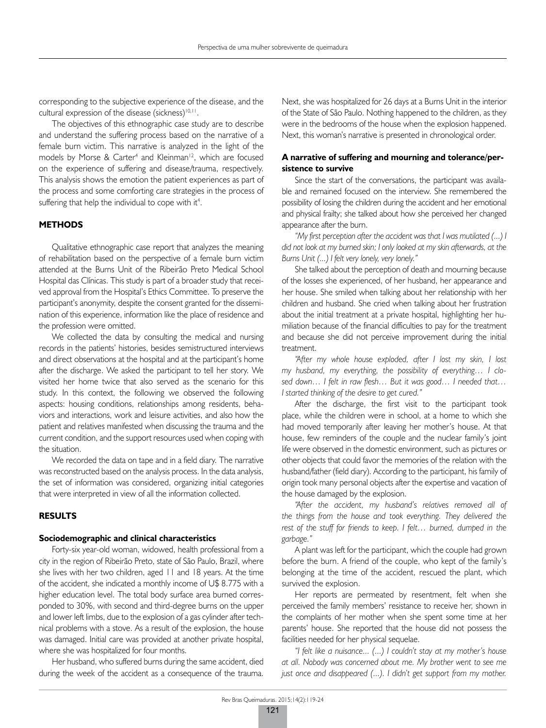corresponding to the subjective experience of the disease, and the cultural expression of the disease (sickness)[10,11].

The objectives of this ethnographic case study are to describe and understand the suffering process based on the narrative of a female burn victim. This narrative is analyzed in the light of the models by Morse & Carter[4] and Kleinman[12], which are focused on the experience of suffering and disease/trauma, respectively. This analysis shows the emotion the patient experiences as part of the process and some comforting care strategies in the process of suffering that help the individual to cope with it[4].

## METHODS

Qualitative ethnographic case report that analyzes the meaning of rehabilitation based on the perspective of a female burn victim attended at the Burns Unit of the Ribeirão Preto Medical School Hospital das Clínicas. This study is part of a broader study that received approval from the Hospital's Ethics Committee. To preserve the participant's anonymity, despite the consent granted for the dissemination of this experience, information like the place of residence and the profession were omitted.

We collected the data by consulting the medical and nursing records in the patients' histories, besides semistructured interviews and direct observations at the hospital and at the participant's home after the discharge. We asked the participant to tell her story. We visited her home twice that also served as the scenario for this study. In this context, the following we observed the following aspects: housing conditions, relationships among residents, behaviors and interactions, work and leisure activities, and also how the patient and relatives manifested when discussing the trauma and the current condition, and the support resources used when coping with the situation.

We recorded the data on tape and in a field diary. The narrative was reconstructed based on the analysis process. In the data analysis, the set of information was considered, organizing initial categories that were interpreted in view of all the information collected.

## RESULTS

### Sociodemographic and clinical characteristics

Forty-six year-old woman, widowed, health professional from a city in the region of Ribeirão Preto, state of São Paulo, Brazil, where she lives with her two children, aged 11 and 18 years. At the time of the accident, she indicated a monthly income of U$ 8.775 with a higher education level. The total body surface area burned corresponded to 30%, with second and third-degree burns on the upper and lower left limbs, due to the explosion of a gas cylinder after technical problems with a stove. As a result of the explosion, the house was damaged. Initial care was provided at another private hospital, where she was hospitalized for four months.

Her husband, who suffered burns during the same accident, died during the week of the accident as a consequence of the trauma. Next, she was hospitalized for 26 days at a Burns Unit in the interior of the State of São Paulo. Nothing happened to the children, as they were in the bedrooms of the house when the explosion happened. Next, this woman's narrative is presented in chronological order.

### A narrative of suffering and mourning and tolerance/persistence to survive

Since the start of the conversations, the participant was available and remained focused on the interview. She remembered the possibility of losing the children during the accident and her emotional and physical frailty; she talked about how she perceived her changed appearance after the burn.

*"My first perception after the accident was that I was mutilated (...) I did not look at my burned skin; I only looked at my skin afterwards, at the Burns Unit (...) I felt very lonely, very lonely."*

She talked about the perception of death and mourning because of the losses she experienced, of her husband, her appearance and her house. She smiled when talking about her relationship with her children and husband. She cried when talking about her frustration about the initial treatment at a private hospital, highlighting her humiliation because of the financial difficulties to pay for the treatment and because she did not perceive improvement during the initial treatment.

*"After my whole house exploded, after I lost my skin, I lost my husband, my everything, the possibility of everything… I closed down… I felt in raw flesh… But it was good… I needed that… I started thinking of the desire to get cured."*

After the discharge, the first visit to the participant took place, while the children were in school, at a home to which she had moved temporarily after leaving her mother's house. At that house, few reminders of the couple and the nuclear family's joint life were observed in the domestic environment, such as pictures or other objects that could favor the memories of the relation with the husband/father (field diary). According to the participant, his family of origin took many personal objects after the expertise and vacation of the house damaged by the explosion.

*"After the accident, my husband's relatives removed all of the things from the house and took everything. They delivered the rest of the stuff for friends to keep. I felt… burned, dumped in the garbage."*

A plant was left for the participant, which the couple had grown before the burn. A friend of the couple, who kept of the family's belonging at the time of the accident, rescued the plant, which survived the explosion.

Her reports are permeated by resentment, felt when she perceived the family members' resistance to receive her, shown in the complaints of her mother when she spent some time at her parents' house. She reported that the house did not possess the facilities needed for her physical sequelae.

*"I felt like a nuisance... (...) I couldn't stay at my mother's house at all. Nobody was concerned about me. My brother went to see me just once and disappeared (...). I didn't get support from my mother.*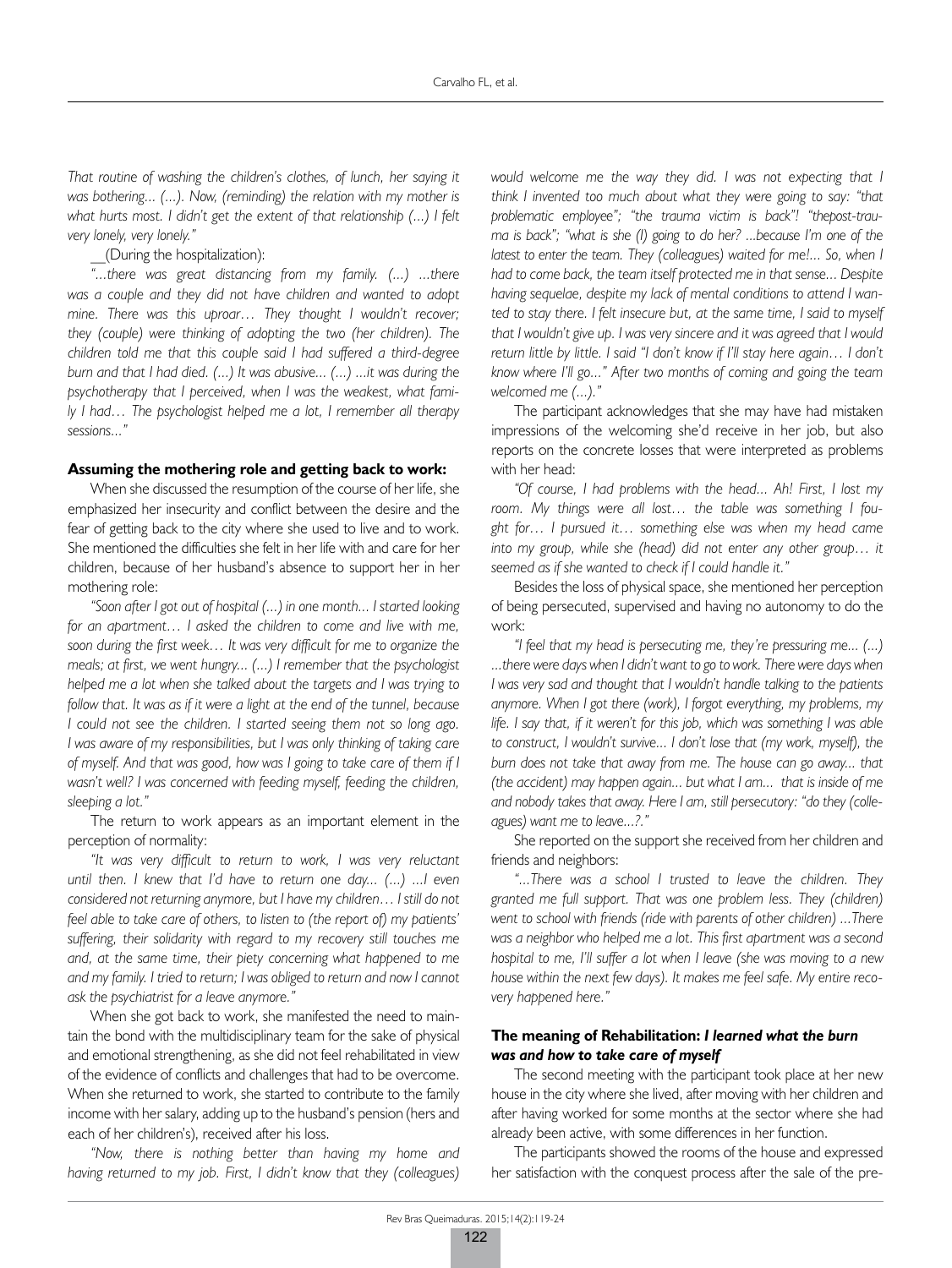*That routine of washing the children's clothes, of lunch, her saying it was bothering... (...). Now, (reminding) the relation with my mother is what hurts most. I didn't get the extent of that relationship (...) I felt very lonely, very lonely."*

__(During the hospitalization):

*"...there was great distancing from my family. (...) ...there was a couple and they did not have children and wanted to adopt mine. There was this uproar… They thought I wouldn't recover; they (couple) were thinking of adopting the two (her children). The children told me that this couple said I had suffered a third-degree burn and that I had died. (...) It was abusive... (...) ...it was during the psychotherapy that I perceived, when I was the weakest, what family I had… The psychologist helped me a lot, I remember all therapy sessions..."*

**Assuming the mothering role and getting back to work:**

When she discussed the resumption of the course of her life, she emphasized her insecurity and conflict between the desire and the fear of getting back to the city where she used to live and to work. She mentioned the difficulties she felt in her life with and care for her children, because of her husband's absence to support her in her mothering role:

*"Soon after I got out of hospital (...) in one month... I started looking for an apartment… I asked the children to come and live with me, soon during the first week… It was very difficult for me to organize the meals; at first, we went hungry... (...) I remember that the psychologist helped me a lot when she talked about the targets and I was trying to follow that. It was as if it were a light at the end of the tunnel, because I could not see the children. I started seeing them not so long ago. I was aware of my responsibilities, but I was only thinking of taking care of myself. And that was good, how was I going to take care of them if I wasn't well? I was concerned with feeding myself, feeding the children, sleeping a lot."*

The return to work appears as an important element in the perception of normality:

*"It was very difficult to return to work, I was very reluctant until then. I knew that I'd have to return one day... (...) ...I even considered not returning anymore, but I have my children… I still do not feel able to take care of others, to listen to (the report of) my patients' suffering, their solidarity with regard to my recovery still touches me and, at the same time, their piety concerning what happened to me and my family. I tried to return; I was obliged to return and now I cannot ask the psychiatrist for a leave anymore."*

When she got back to work, she manifested the need to maintain the bond with the multidisciplinary team for the sake of physical and emotional strengthening, as she did not feel rehabilitated in view of the evidence of conflicts and challenges that had to be overcome. When she returned to work, she started to contribute to the family income with her salary, adding up to the husband's pension (hers and each of her children's), received after his loss.

*"Now, there is nothing better than having my home and having returned to my job. First, I didn't know that they (colleagues) would welcome me the way they did. I was not expecting that I think I invented too much about what they were going to say: "that problematic employee"; "the trauma victim is back"! "thepost-trauma is back"; "what is she (I) going to do her? ...because I'm one of the latest to enter the team. They (colleagues) waited for me!... So, when I had to come back, the team itself protected me in that sense... Despite having sequelae, despite my lack of mental conditions to attend I wanted to stay there. I felt insecure but, at the same time, I said to myself that I wouldn't give up. I was very sincere and it was agreed that I would return little by little. I said "I don't know if I'll stay here again… I don't know where I'll go..." After two months of coming and going the team welcomed me (...)."*

The participant acknowledges that she may have had mistaken impressions of the welcoming she'd receive in her job, but also reports on the concrete losses that were interpreted as problems with her head:

*"Of course, I had problems with the head... Ah! First, I lost my room. My things were all lost… the table was something I fought for… I pursued it… something else was when my head came into my group, while she (head) did not enter any other group… it seemed as if she wanted to check if I could handle it."*

Besides the loss of physical space, she mentioned her perception of being persecuted, supervised and having no autonomy to do the work:

*"I feel that my head is persecuting me, they're pressuring me... (...) ...there were days when I didn't want to go to work. There were days when I was very sad and thought that I wouldn't handle talking to the patients anymore. When I got there (work), I forgot everything, my problems, my life. I say that, if it weren't for this job, which was something I was able to construct, I wouldn't survive... I don't lose that (my work, myself), the burn does not take that away from me. The house can go away... that (the accident) may happen again... but what I am... that is inside of me and nobody takes that away. Here I am, still persecutory: "do they (colleagues) want me to leave...?."*

She reported on the support she received from her children and friends and neighbors:

*"...There was a school I trusted to leave the children. They granted me full support. That was one problem less. They (children) went to school with friends (ride with parents of other children) ...There was a neighbor who helped me a lot. This first apartment was a second hospital to me, I'll suffer a lot when I leave (she was moving to a new house within the next few days). It makes me feel safe. My entire recovery happened here."*

**The meaning of Rehabilitation: *I learned what the burn was and how to take care of myself***

The second meeting with the participant took place at her new house in the city where she lived, after moving with her children and after having worked for some months at the sector where she had already been active, with some differences in her function.

The participants showed the rooms of the house and expressed her satisfaction with the conquest process after the sale of the pre-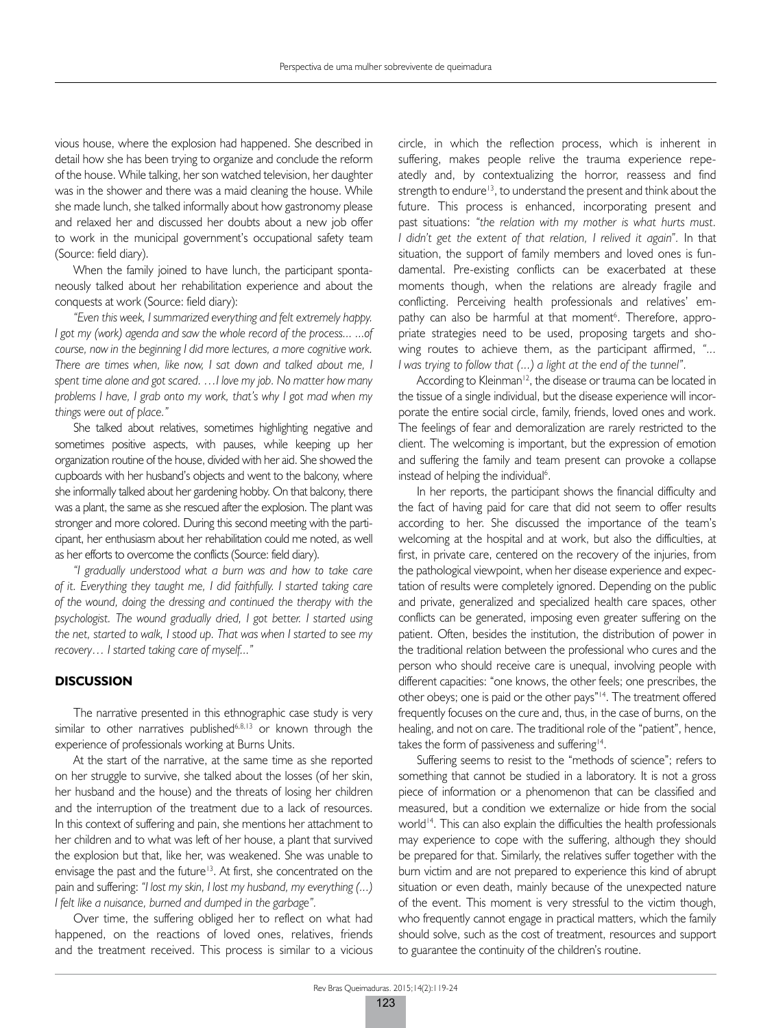vious house, where the explosion had happened. She described in detail how she has been trying to organize and conclude the reform of the house. While talking, her son watched television, her daughter was in the shower and there was a maid cleaning the house. While she made lunch, she talked informally about how gastronomy please and relaxed her and discussed her doubts about a new job offer to work in the municipal government's occupational safety team (Source: field diary).

When the family joined to have lunch, the participant spontaneously talked about her rehabilitation experience and about the conquests at work (Source: field diary):

*"Even this week, I summarized everything and felt extremely happy. I got my (work) agenda and saw the whole record of the process... ...of course, now in the beginning I did more lectures, a more cognitive work. There are times when, like now, I sat down and talked about me, I spent time alone and got scared. …I love my job. No matter how many problems I have, I grab onto my work, that's why I got mad when my things were out of place."*

She talked about relatives, sometimes highlighting negative and sometimes positive aspects, with pauses, while keeping up her organization routine of the house, divided with her aid. She showed the cupboards with her husband's objects and went to the balcony, where she informally talked about her gardening hobby. On that balcony, there was a plant, the same as she rescued after the explosion. The plant was stronger and more colored. During this second meeting with the participant, her enthusiasm about her rehabilitation could me noted, as well as her efforts to overcome the conflicts (Source: field diary).

*"I gradually understood what a burn was and how to take care of it. Everything they taught me, I did faithfully. I started taking care of the wound, doing the dressing and continued the therapy with the psychologist. The wound gradually dried, I got better. I started using the net, started to walk, I stood up. That was when I started to see my recovery… I started taking care of myself..."*

## DISCUSSION

The narrative presented in this ethnographic case study is very similar to other narratives published[6,8,13] or known through the experience of professionals working at Burns Units.

At the start of the narrative, at the same time as she reported on her struggle to survive, she talked about the losses (of her skin, her husband and the house) and the threats of losing her children and the interruption of the treatment due to a lack of resources. In this context of suffering and pain, she mentions her attachment to her children and to what was left of her house, a plant that survived the explosion but that, like her, was weakened. She was unable to envisage the past and the future[13]. At first, she concentrated on the pain and suffering: *"I lost my skin, I lost my husband, my everything (...) I felt like a nuisance, burned and dumped in the garbage".*

Over time, the suffering obliged her to reflect on what had happened, on the reactions of loved ones, relatives, friends and the treatment received. This process is similar to a vicious circle, in which the reflection process, which is inherent in suffering, makes people relive the trauma experience repeatedly and, by contextualizing the horror, reassess and find strength to endure[13], to understand the present and think about the future. This process is enhanced, incorporating present and past situations: *"the relation with my mother is what hurts must. I didn't get the extent of that relation, I relived it again".* In that situation, the support of family members and loved ones is fundamental. Pre-existing conflicts can be exacerbated at these moments though, when the relations are already fragile and conflicting. Perceiving health professionals and relatives' empathy can also be harmful at that moment[6]. Therefore, appropriate strategies need to be used, proposing targets and showing routes to achieve them, as the participant affirmed, *"... I was trying to follow that (...) a light at the end of the tunnel".*

According to Kleinman[12], the disease or trauma can be located in the tissue of a single individual, but the disease experience will incorporate the entire social circle, family, friends, loved ones and work. The feelings of fear and demoralization are rarely restricted to the client. The welcoming is important, but the expression of emotion and suffering the family and team present can provoke a collapse instead of helping the individual[6].

In her reports, the participant shows the financial difficulty and the fact of having paid for care that did not seem to offer results according to her. She discussed the importance of the team's welcoming at the hospital and at work, but also the difficulties, at first, in private care, centered on the recovery of the injuries, from the pathological viewpoint, when her disease experience and expectation of results were completely ignored. Depending on the public and private, generalized and specialized health care spaces, other conflicts can be generated, imposing even greater suffering on the patient. Often, besides the institution, the distribution of power in the traditional relation between the professional who cures and the person who should receive care is unequal, involving people with different capacities: "one knows, the other feels; one prescribes, the other obeys; one is paid or the other pays"[14]. The treatment offered frequently focuses on the cure and, thus, in the case of burns, on the healing, and not on care. The traditional role of the "patient", hence, takes the form of passiveness and suffering[14].

Suffering seems to resist to the "methods of science"; refers to something that cannot be studied in a laboratory. It is not a gross piece of information or a phenomenon that can be classified and measured, but a condition we externalize or hide from the social world[14]. This can also explain the difficulties the health professionals may experience to cope with the suffering, although they should be prepared for that. Similarly, the relatives suffer together with the burn victim and are not prepared to experience this kind of abrupt situation or even death, mainly because of the unexpected nature of the event. This moment is very stressful to the victim though, who frequently cannot engage in practical matters, which the family should solve, such as the cost of treatment, resources and support to guarantee the continuity of the children's routine.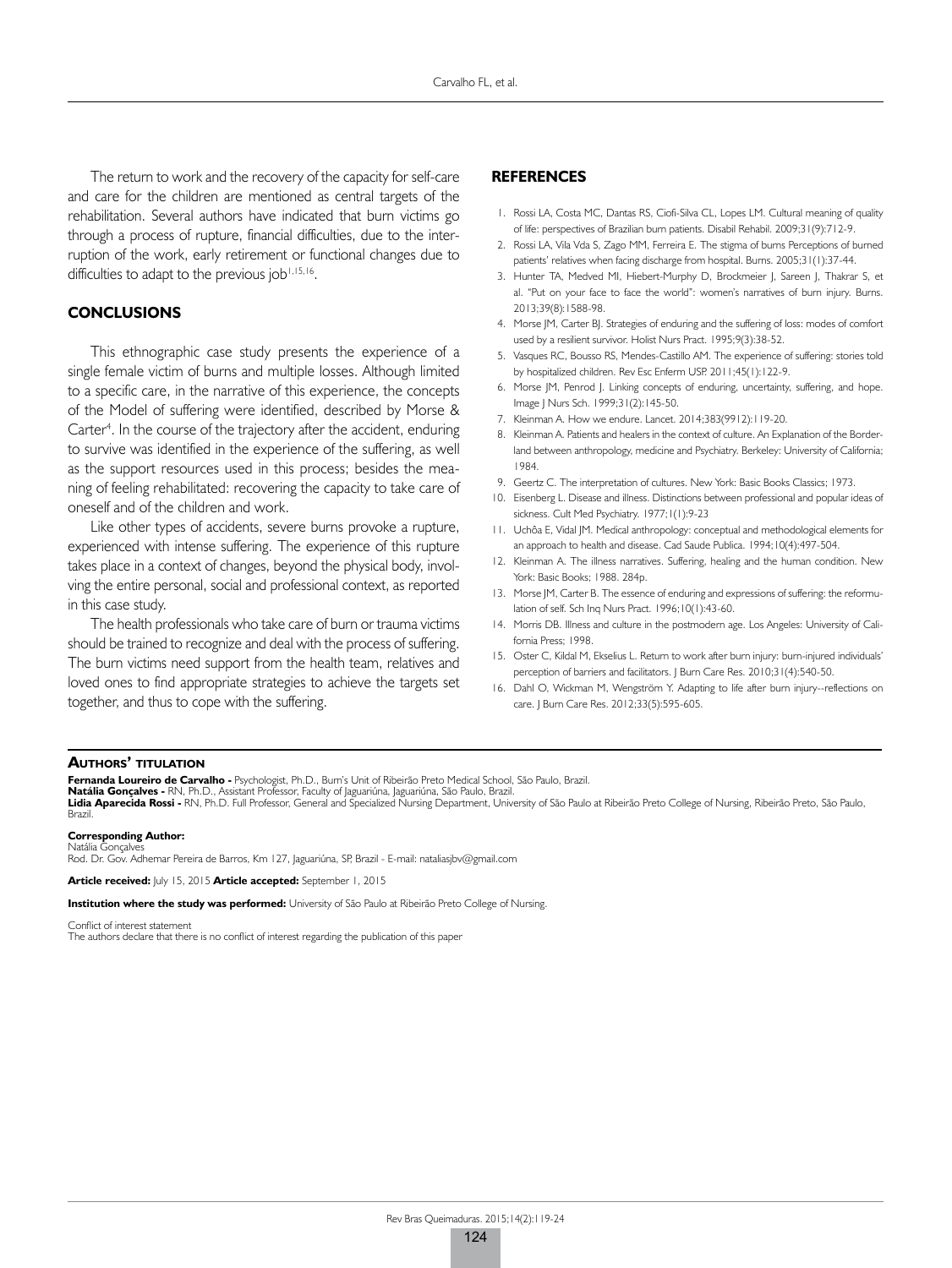The return to work and the recovery of the capacity for self-care and care for the children are mentioned as central targets of the rehabilitation. Several authors have indicated that burn victims go through a process of rupture, financial difficulties, due to the interruption of the work, early retirement or functional changes due to difficulties to adapt to the previous job[1,15,16].

## CONCLUSIONS

This ethnographic case study presents the experience of a single female victim of burns and multiple losses. Although limited to a specific care, in the narrative of this experience, the concepts of the Model of suffering were identified, described by Morse & Carter[4]. In the course of the trajectory after the accident, enduring to survive was identified in the experience of the suffering, as well as the support resources used in this process; besides the meaning of feeling rehabilitated: recovering the capacity to take care of oneself and of the children and work.

Like other types of accidents, severe burns provoke a rupture, experienced with intense suffering. The experience of this rupture takes place in a context of changes, beyond the physical body, involving the entire personal, social and professional context, as reported in this case study.

The health professionals who take care of burn or trauma victims should be trained to recognize and deal with the process of suffering. The burn victims need support from the health team, relatives and loved ones to find appropriate strategies to achieve the targets set together, and thus to cope with the suffering.

## REFERENCES

1. Rossi LA, Costa MC, Dantas RS, Ciofi-Silva CL, Lopes LM. Cultural meaning of quality of life: perspectives of Brazilian burn patients. Disabil Rehabil. 2009;31(9):712-9.
2. Rossi LA, Vila Vda S, Zago MM, Ferreira E. The stigma of burns Perceptions of burned patients' relatives when facing discharge from hospital. Burns. 2005;31(1):37-44.
3. Hunter TA, Medved MI, Hiebert-Murphy D, Brockmeier J, Sareen J, Thakrar S, et al. "Put on your face to face the world": women's narratives of burn injury. Burns. 2013;39(8):1588-98.
4. Morse JM, Carter BJ. Strategies of enduring and the suffering of loss: modes of comfort used by a resilient survivor. Holist Nurs Pract. 1995;9(3):38-52.
5. Vasques RC, Bousso RS, Mendes-Castillo AM. The experience of suffering: stories told by hospitalized children. Rev Esc Enferm USP. 2011;45(1):122-9.
6. Morse JM, Penrod J. Linking concepts of enduring, uncertainty, suffering, and hope. Image J Nurs Sch. 1999;31(2):145-50.
7. Kleinman A. How we endure. Lancet. 2014;383(9912):119-20.
8. Kleinman A. Patients and healers in the context of culture. An Explanation of the Borderland between anthropology, medicine and Psychiatry. Berkeley: University of California; 1984.
9. Geertz C. The interpretation of cultures. New York: Basic Books Classics; 1973.
10. Eisenberg L. Disease and illness. Distinctions between professional and popular ideas of sickness. Cult Med Psychiatry. 1977;1(1):9-23
11. Uchôa E, Vidal JM. Medical anthropology: conceptual and methodological elements for an approach to health and disease. Cad Saude Publica. 1994;10(4):497-504.
12. Kleinman A. The illness narratives. Suffering, healing and the human condition. New York: Basic Books; 1988. 284p.
13. Morse JM, Carter B. The essence of enduring and expressions of suffering: the reformulation of self. Sch Inq Nurs Pract. 1996;10(1):43-60.
14. Morris DB. Illness and culture in the postmodern age. Los Angeles: University of California Press; 1998.
15. Oster C, Kildal M, Ekselius L. Return to work after burn injury: burn-injured individuals' perception of barriers and facilitators. J Burn Care Res. 2010;31(4):540-50.
16. Dahl O, Wickman M, Wengström Y. Adapting to life after burn injury--reflections on care. J Burn Care Res. 2012;33(5):595-605.

## AUTHORS' TITULATION

**Fernanda Loureiro de Carvalho -** Psychologist, Ph.D., Burn's Unit of Ribeirão Preto Medical School, São Paulo, Brazil.
**Natália Gonçalves -** RN, Ph.D., Assistant Professor, Faculty of Jaguariúna, Jaguariúna, São Paulo, Brazil.
**Lidia Aparecida Rossi -** RN, Ph.D. Full Professor, General and Specialized Nursing Department, University of São Paulo at Ribeirão Preto College of Nursing, Ribeirão Preto, São Paulo, Brazil.

**Corresponding Author:**
Natália Gonçalves
Rod. Dr. Gov. Adhemar Pereira de Barros, Km 127, Jaguariúna, SP, Brazil - E-mail: nataliasjbv@gmail.com

**Article received:** July 15, 2015 **Article accepted:** September 1, 2015

**Institution where the study was performed:** University of São Paulo at Ribeirão Preto College of Nursing.

Conflict of interest statement
The authors declare that there is no conflict of interest regarding the publication of this paper